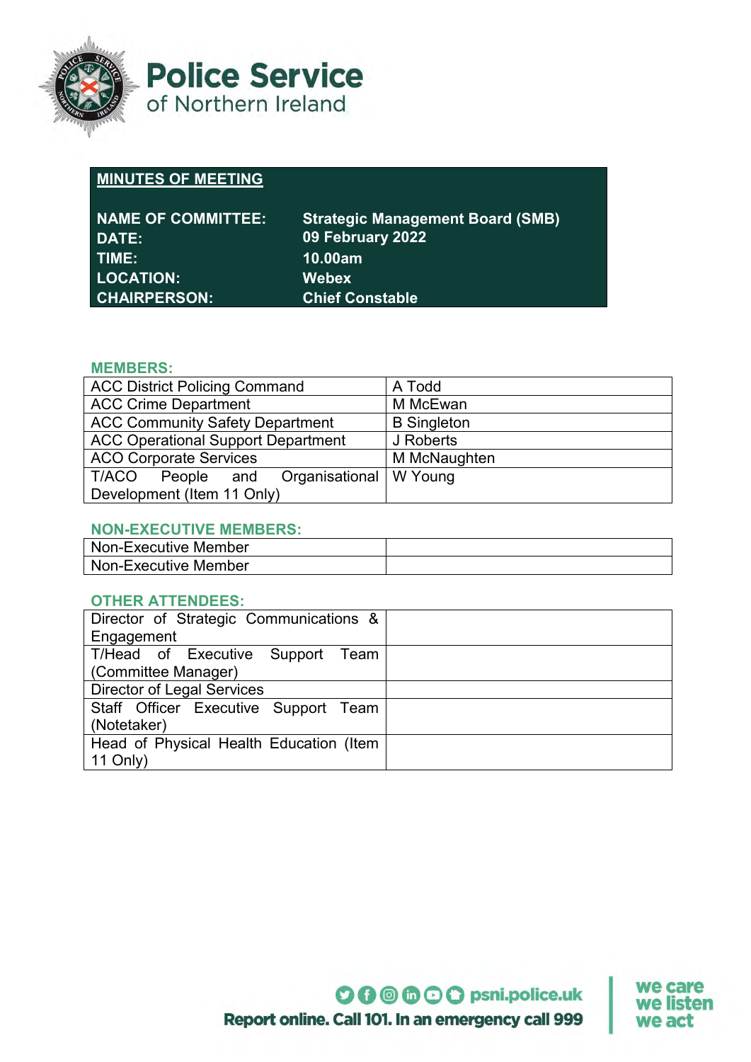# Police Service of Northern Ireland

**MINUTES OF MEETING**

| | |
|---|---|
| **NAME OF COMMITTEE:** | **Strategic Management Board (SMB)** |
| **DATE:** | **09 February 2022** |
| **TIME:** | **10.00am** |
| **LOCATION:** | **Webex** |
| **CHAIRPERSON:** | **Chief Constable** |

## MEMBERS:

| | |
|---|---|
| ACC District Policing Command | A Todd |
| ACC Crime Department | M McEwan |
| ACC Community Safety Department | B Singleton |
| ACC Operational Support Department | J Roberts |
| ACO Corporate Services | M McNaughten |
| T/ACO People and Organisational Development (Item 11 Only) | W Young |

## NON-EXECUTIVE MEMBERS:

| | |
|---|---|
| Non-Executive Member | |
| Non-Executive Member | |

## OTHER ATTENDEES:

| | |
|---|---|
| Director of Strategic Communications & Engagement | |
| T/Head of Executive Support Team (Committee Manager) | |
| Director of Legal Services | |
| Staff Officer Executive Support Team (Notetaker) | |
| Head of Physical Health Education (Item 11 Only) | |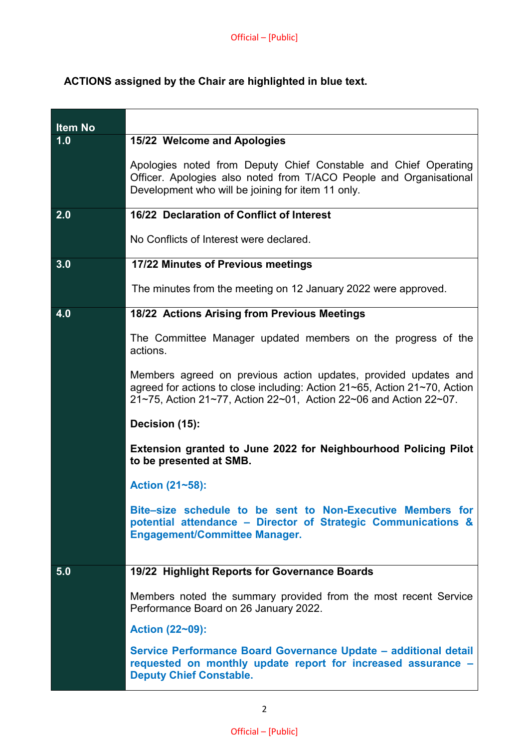**ACTIONS assigned by the Chair are highlighted in blue text.**

| Item No | |
|---|---|
| 1.0 | **15/22 Welcome and Apologies**<br><br>Apologies noted from Deputy Chief Constable and Chief Operating Officer. Apologies also noted from T/ACO People and Organisational Development who will be joining for item 11 only. |
| 2.0 | **16/22 Declaration of Conflict of Interest**<br><br>No Conflicts of Interest were declared. |
| 3.0 | **17/22 Minutes of Previous meetings**<br><br>The minutes from the meeting on 12 January 2022 were approved. |
| 4.0 | **18/22 Actions Arising from Previous Meetings**<br><br>The Committee Manager updated members on the progress of the actions.<br><br>Members agreed on previous action updates, provided updates and agreed for actions to close including: Action 21~65, Action 21~70, Action 21~75, Action 21~77, Action 22~01, Action 22~06 and Action 22~07.<br><br>**Decision (15):**<br><br>**Extension granted to June 2022 for Neighbourhood Policing Pilot to be presented at SMB.**<br><br>**Action (21~58):**<br><br>**Bite–size schedule to be sent to Non-Executive Members for potential attendance – Director of Strategic Communications & Engagement/Committee Manager.** |
| 5.0 | **19/22 Highlight Reports for Governance Boards**<br><br>Members noted the summary provided from the most recent Service Performance Board on 26 January 2022.<br><br>**Action (22~09):**<br><br>**Service Performance Board Governance Update – additional detail requested on monthly update report for increased assurance – Deputy Chief Constable.** |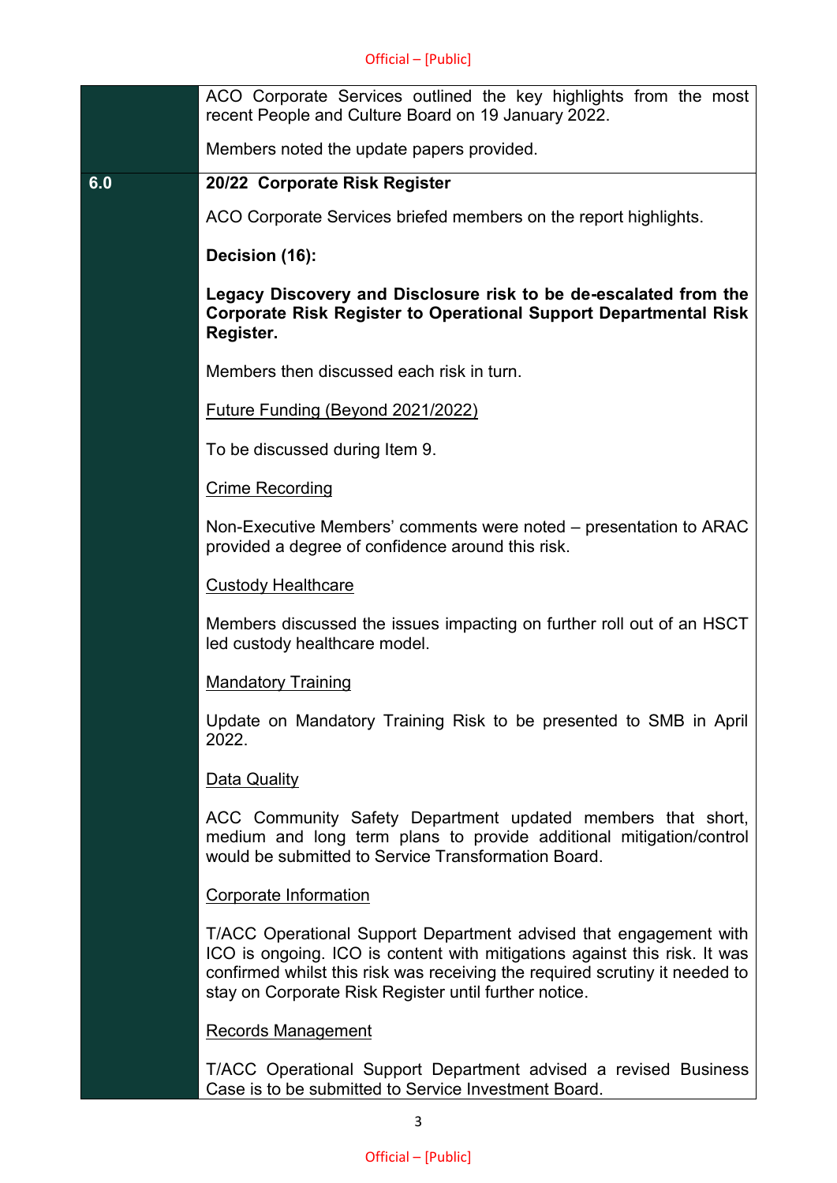| | |
|---|---|
| | ACO Corporate Services outlined the key highlights from the most recent People and Culture Board on 19 January 2022.<br><br>Members noted the update papers provided. |
| **6.0** | **20/22 Corporate Risk Register**<br><br>ACO Corporate Services briefed members on the report highlights.<br><br>**Decision (16):**<br><br>**Legacy Discovery and Disclosure risk to be de-escalated from the Corporate Risk Register to Operational Support Departmental Risk Register.**<br><br>Members then discussed each risk in turn.<br><br><u>Future Funding (Beyond 2021/2022)</u><br><br>To be discussed during Item 9.<br><br><u>Crime Recording</u><br><br>Non-Executive Members' comments were noted – presentation to ARAC provided a degree of confidence around this risk.<br><br><u>Custody Healthcare</u><br><br>Members discussed the issues impacting on further roll out of an HSCT led custody healthcare model.<br><br><u>Mandatory Training</u><br><br>Update on Mandatory Training Risk to be presented to SMB in April 2022.<br><br><u>Data Quality</u><br><br>ACC Community Safety Department updated members that short, medium and long term plans to provide additional mitigation/control would be submitted to Service Transformation Board.<br><br><u>Corporate Information</u><br><br>T/ACC Operational Support Department advised that engagement with ICO is ongoing. ICO is content with mitigations against this risk. It was confirmed whilst this risk was receiving the required scrutiny it needed to stay on Corporate Risk Register until further notice.<br><br><u>Records Management</u><br><br>T/ACC Operational Support Department advised a revised Business Case is to be submitted to Service Investment Board. |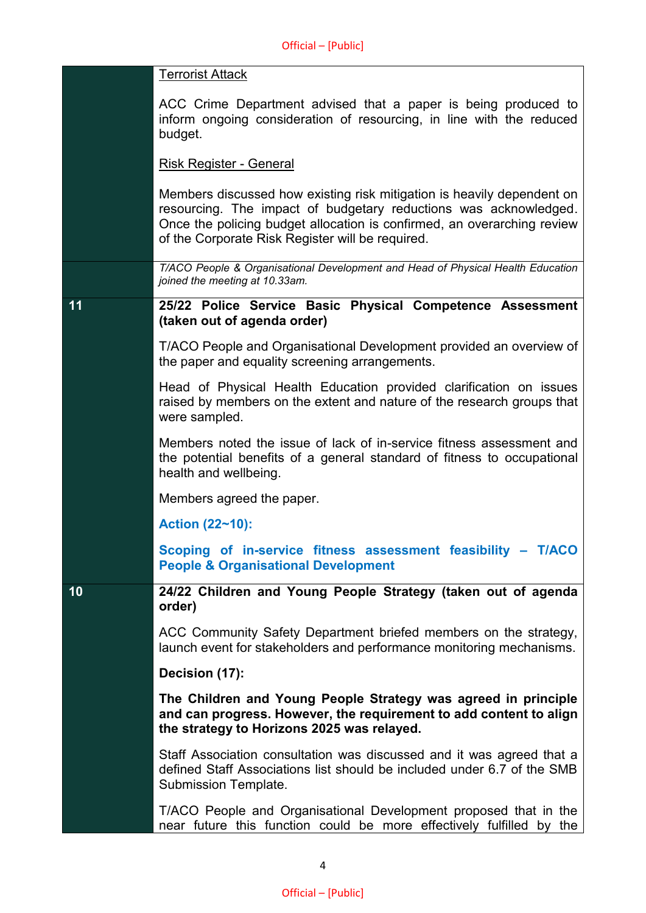| | |
|---|---|
| | <u>Terrorist Attack</u><br><br>ACC Crime Department advised that a paper is being produced to inform ongoing consideration of resourcing, in line with the reduced budget.<br><br><u>Risk Register - General</u><br><br>Members discussed how existing risk mitigation is heavily dependent on resourcing. The impact of budgetary reductions was acknowledged. Once the policing budget allocation is confirmed, an overarching review of the Corporate Risk Register will be required. |
| | *T/ACO People & Organisational Development and Head of Physical Health Education joined the meeting at 10.33am.* |
| **11** | **25/22 Police Service Basic Physical Competence Assessment (taken out of agenda order)**<br><br>T/ACO People and Organisational Development provided an overview of the paper and equality screening arrangements.<br><br>Head of Physical Health Education provided clarification on issues raised by members on the extent and nature of the research groups that were sampled.<br><br>Members noted the issue of lack of in-service fitness assessment and the potential benefits of a general standard of fitness to occupational health and wellbeing.<br><br>Members agreed the paper.<br><br>**Action (22~10):**<br><br>**Scoping of in-service fitness assessment feasibility – T/ACO People & Organisational Development** |
| **10** | **24/22 Children and Young People Strategy (taken out of agenda order)**<br><br>ACC Community Safety Department briefed members on the strategy, launch event for stakeholders and performance monitoring mechanisms.<br><br>**Decision (17):**<br><br>**The Children and Young People Strategy was agreed in principle and can progress. However, the requirement to add content to align the strategy to Horizons 2025 was relayed.**<br><br>Staff Association consultation was discussed and it was agreed that a defined Staff Associations list should be included under 6.7 of the SMB Submission Template.<br><br>T/ACO People and Organisational Development proposed that in the near future this function could be more effectively fulfilled by the |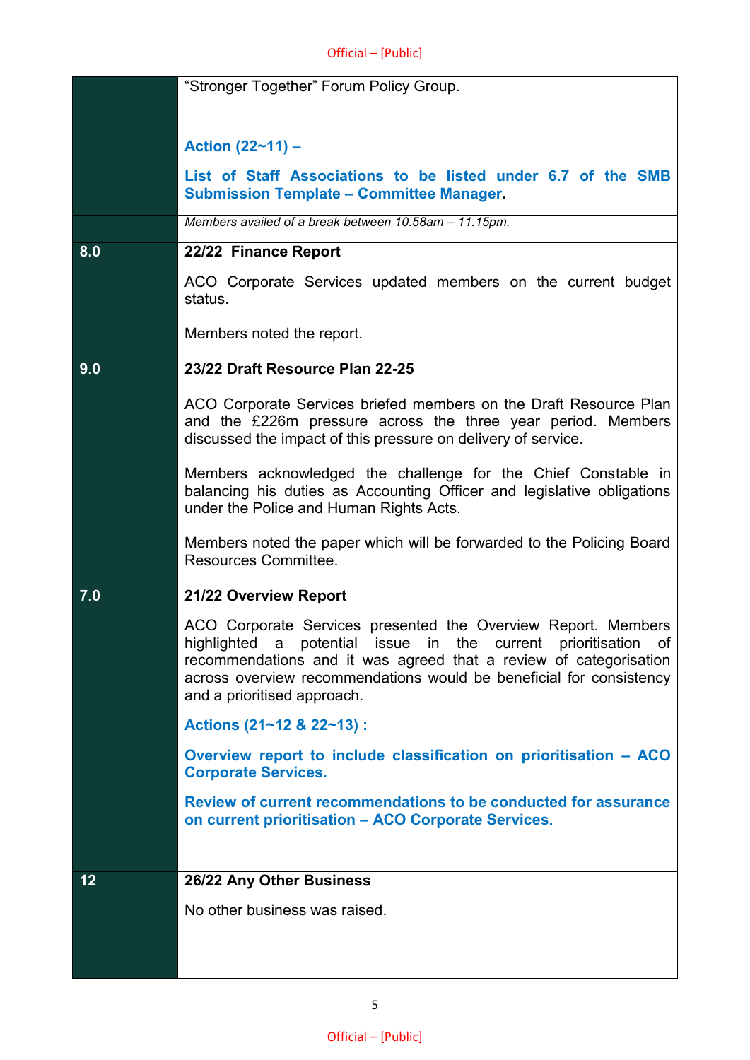| | |
|---|---|
| | "Stronger Together" Forum Policy Group.<br><br>**Action (22~11) –**<br><br>**List of Staff Associations to be listed under 6.7 of the SMB Submission Template – Committee Manager.** |
| | *Members availed of a break between 10.58am – 11.15pm.* |
| **8.0** | **22/22 Finance Report**<br><br>ACO Corporate Services updated members on the current budget status.<br><br>Members noted the report. |
| **9.0** | **23/22 Draft Resource Plan 22-25**<br><br>ACO Corporate Services briefed members on the Draft Resource Plan and the £226m pressure across the three year period. Members discussed the impact of this pressure on delivery of service.<br><br>Members acknowledged the challenge for the Chief Constable in balancing his duties as Accounting Officer and legislative obligations under the Police and Human Rights Acts.<br><br>Members noted the paper which will be forwarded to the Policing Board Resources Committee. |
| **7.0** | **21/22 Overview Report**<br><br>ACO Corporate Services presented the Overview Report. Members highlighted a potential issue in the current prioritisation of recommendations and it was agreed that a review of categorisation across overview recommendations would be beneficial for consistency and a prioritised approach.<br><br>**Actions (21~12 & 22~13) :**<br><br>**Overview report to include classification on prioritisation – ACO Corporate Services.**<br><br>**Review of current recommendations to be conducted for assurance on current prioritisation – ACO Corporate Services.** |
| **12** | **26/22 Any Other Business**<br><br>No other business was raised. |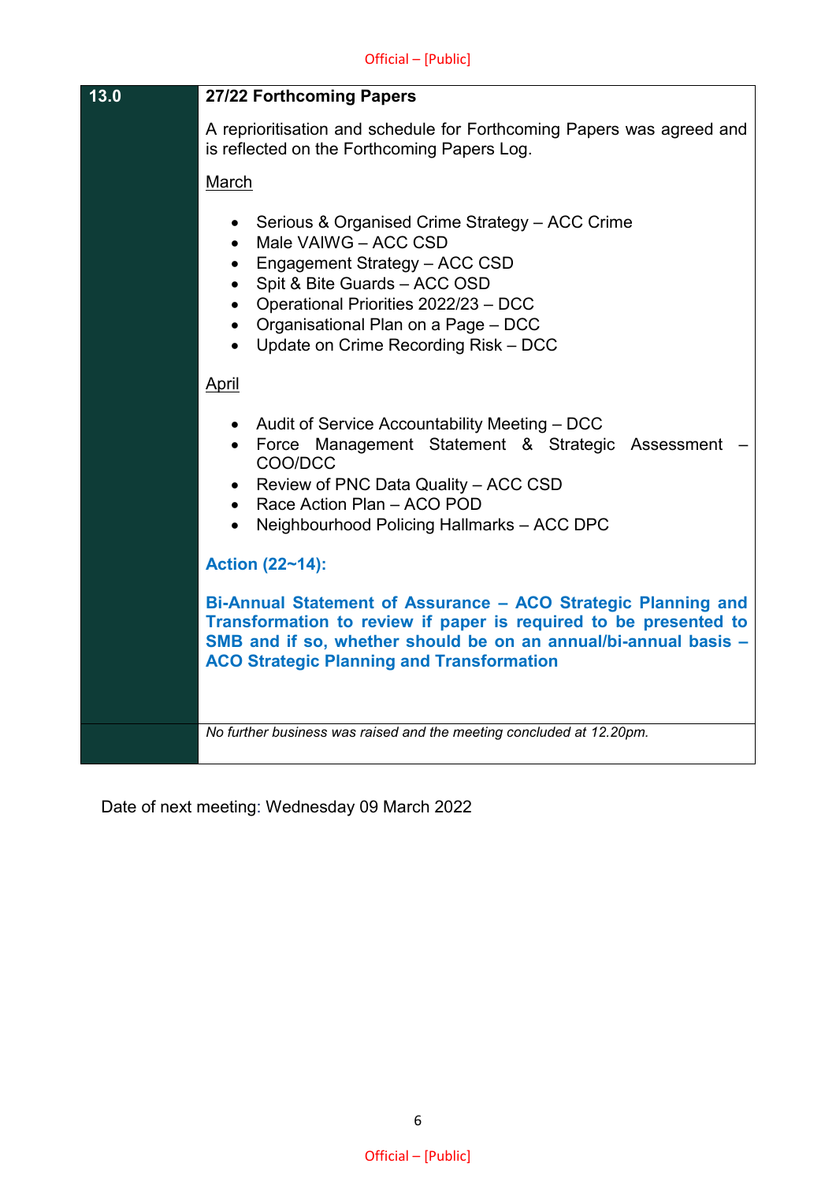| | |
|---|---|
| **13.0** | **27/22 Forthcoming Papers**<br><br>A reprioritisation and schedule for Forthcoming Papers was agreed and is reflected on the Forthcoming Papers Log.<br><br>March<br><br>• Serious & Organised Crime Strategy – ACC Crime<br>• Male VAIWG – ACC CSD<br>• Engagement Strategy – ACC CSD<br>• Spit & Bite Guards – ACC OSD<br>• Operational Priorities 2022/23 – DCC<br>• Organisational Plan on a Page – DCC<br>• Update on Crime Recording Risk – DCC<br><br>April<br><br>• Audit of Service Accountability Meeting – DCC<br>• Force Management Statement & Strategic Assessment – COO/DCC<br>• Review of PNC Data Quality – ACC CSD<br>• Race Action Plan – ACO POD<br>• Neighbourhood Policing Hallmarks – ACC DPC<br><br>**Action (22~14):**<br><br>**Bi-Annual Statement of Assurance – ACO Strategic Planning and Transformation to review if paper is required to be presented to SMB and if so, whether should be on an annual/bi-annual basis – ACO Strategic Planning and Transformation** |
| | *No further business was raised and the meeting concluded at 12.20pm.* |

Date of next meeting: Wednesday 09 March 2022